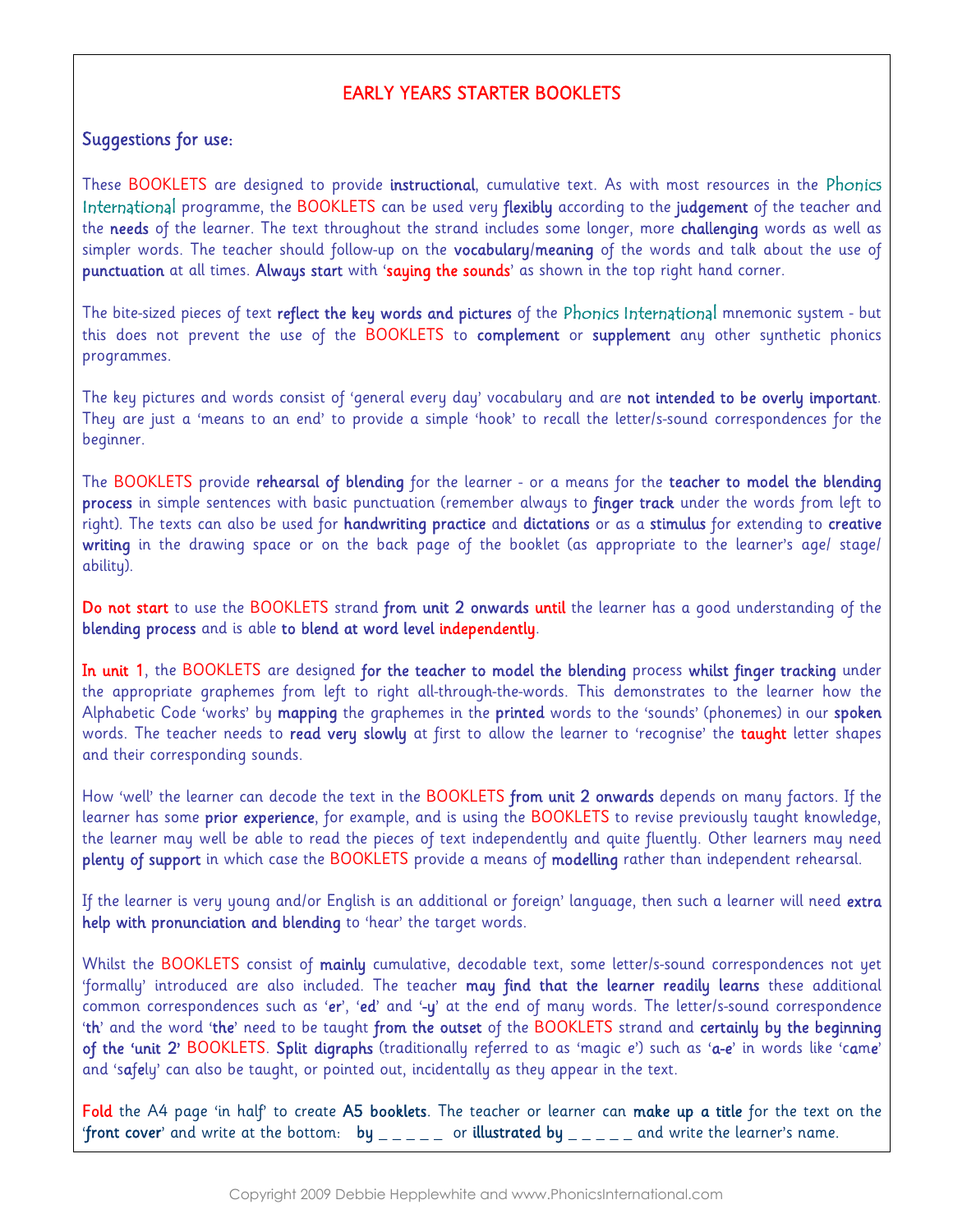# EARLY YEARS STARTER BOOKLETS

## Suggestions for use:

These BOOKLETS are designed to provide **instructional**, cumulative text. As with most resources in the Phonics International programme, the BOOKLETS can be used very **flexibly** according to the **judgement** of the teacher and the **needs** of the learner. The text throughout the strand includes some longer, more **challenging** words as well as simpler words. The teacher should follow-up on the **vocabulary/meaning** of the words and talk about the use of **punctuation** at all times. **Always start** with '**saying the sounds**' as shown in the top right hand corner.

The bite-sized pieces of text **reflect the key words and pictures** of the Phonics International mnemonic system - but this does not prevent the use of the BOOKLETS to **complement** or **supplement** any other synthetic phonics programmes.

The key pictures and words consist of 'general every day' vocabulary and are **not intended to be overly important**. They are just a 'means to an end' to provide a simple 'hook' to recall the letter/s-sound correspondences for the beginner.

The BOOKLETS provide **rehearsal of blending** for the learner - or a means for the **teacher to model the blending process** in simple sentences with basic punctuation (remember always to **finger track** under the words from left to right). The texts can also be used for **handwriting practice** and **dictations** or as a **stimulus** for extending to **creative writing** in the drawing space or on the back page of the booklet (as appropriate to the learner's age/ stage/ ability).

**Do not start** to use the BOOKLETS strand **from unit 2 onwards until** the learner has a good understanding of the **blending process** and is able **to blend at word level independently**.

**In unit 1**, the BOOKLETS are designed **for the teacher to model the blending** process **whilst finger tracking** under the appropriate graphemes from left to right all-through-the-words. This demonstrates to the learner how the Alphabetic Code 'works' by **mapping** the graphemes in the **printed** words to the 'sounds' (phonemes) in our **spoken** words. The teacher needs to **read very slowly** at first to allow the learner to 'recognise' the **taught** letter shapes and their corresponding sounds.

How 'well' the learner can decode the text in the BOOKLETS **from unit 2 onwards** depends on many factors. If the learner has some **prior experience**, for example, and is using the BOOKLETS to revise previously taught knowledge, the learner may well be able to read the pieces of text independently and quite fluently. Other learners may need **plenty of support** in which case the BOOKLETS provide a means of **modelling** rather than independent rehearsal.

If the learner is very young and/or English is an additional or foreign' language, then such a learner will need **extra help with pronunciation and blending** to 'hear' the target words.

Whilst the BOOKLETS consist of **mainly** cumulative, decodable text, some letter/s-sound correspondences not yet 'formally' introduced are also included. The teacher **may find that the learner readily learns** these additional common correspondences such as '**er**', '**ed**' and '**-y**' at the end of many words. The letter/s-sound correspondence '**th**' and the word '**the**' need to be taught **from the outset** of the BOOKLETS strand and **certainly by the beginning of the 'unit 2'** BOOKLETS. **Split digraphs** (traditionally referred to as 'magic e') such as '**a-e**' in words like 'c**a**m**e**' and 's**a**f**e**ly' can also be taught, or pointed out, incidentally as they appear in the text.

**Fold** the A4 page 'in half' to create **A5 booklets**. The teacher or learner can **make up a title** for the text on the '**front cover**' and write at the bottom: **by** _ _ _ _ _ or **illustrated by** _ _ _ _ _ and write the learner's name.

Copyright 2009 Debbie Hepplewhite and www.PhonicsInternational.com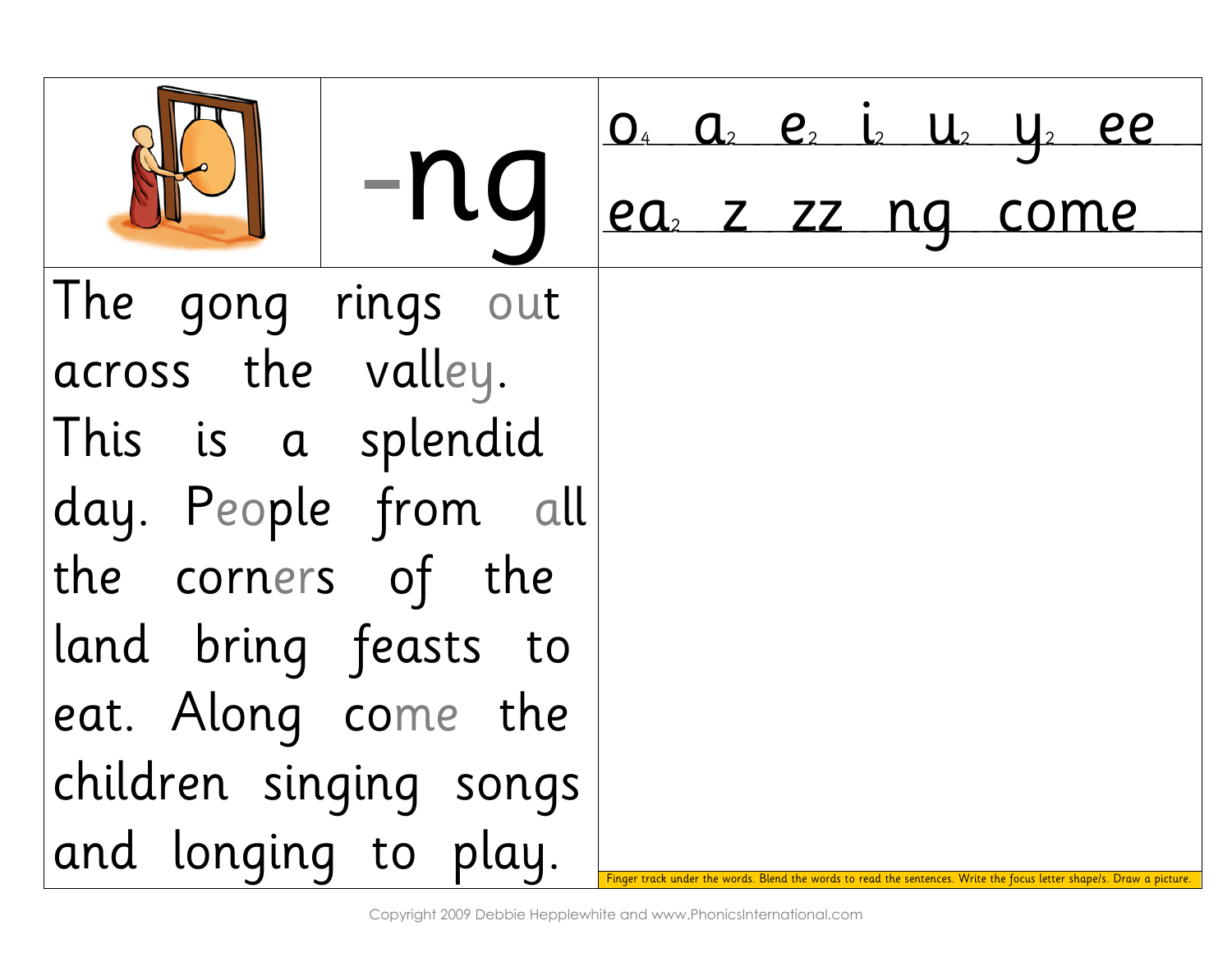# -ng

$o_4$ $a_2$ $e_2$ $i_2$ $u_2$ $y_2$ ee

$ea_2$ z zz ng come

The gong rings out across the valley. This is a splendid day. People from all the corners of the land bring feasts to eat. Along come the children singing songs and longing to play.

Finger track under the words. Blend the words to read the sentences. Write the focus letter shape/s. Draw a picture.

Copyright 2009 Debbie Hepplewhite and www.PhonicsInternational.com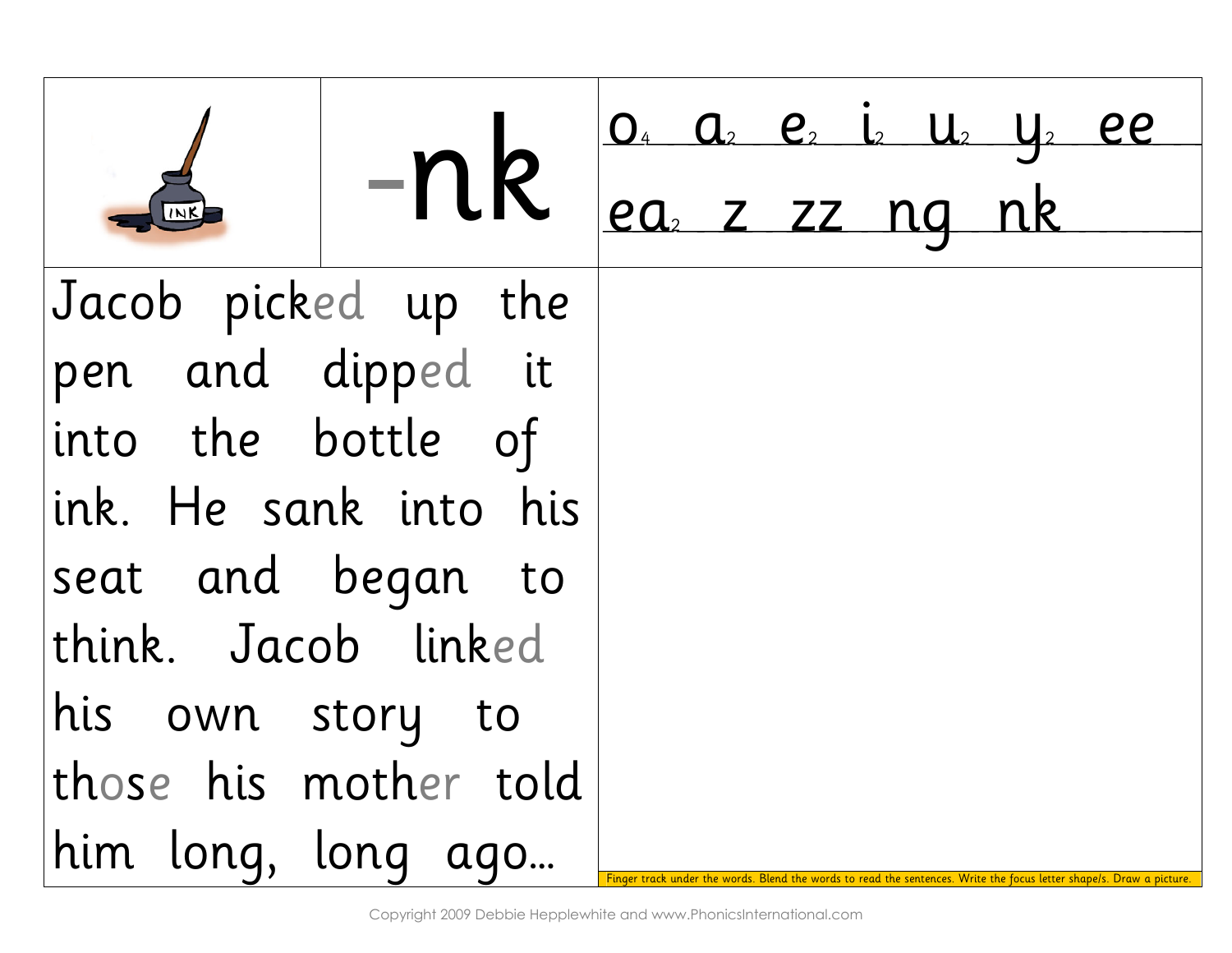# -nk

o4 a2 e2 i2 u2 y2 ee

ea2 z zz ng nk

Jacob picked up the pen and dipped it into the bottle of ink. He sank into his seat and began to think. Jacob linked his own story to those his mother told him long, long ago...

Finger track under the words. Blend the words to read the sentences. Write the focus letter shape/s. Draw a picture.

Copyright 2009 Debbie Hepplewhite and www.PhonicsInternational.com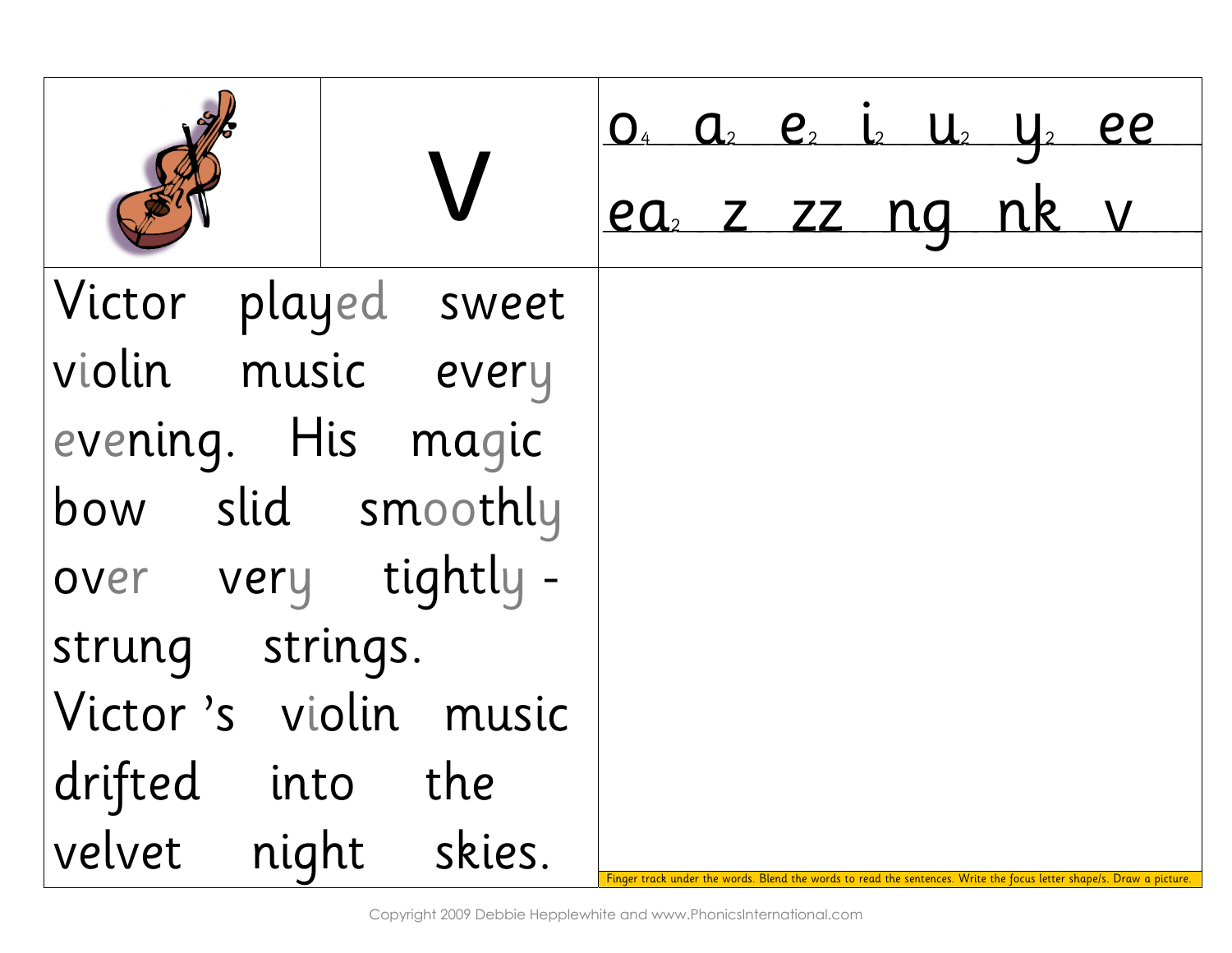| | V | $o_4$ $a_2$ $e_2$ $i_2$ $u_2$ $y_2$ ee $ea_2$ z zz ng nk v |
|---|---|---|
| Victor played sweet violin music every evening. His magic bow slid smoothly over very tightly - strung strings. Victor 's violin music drifted into the velvet night skies. | | Finger track under the words. Blend the words to read the sentences. Write the focus letter shape/s. Draw a picture. |

Copyright 2009 Debbie Hepplewhite and www.PhonicsInternational.com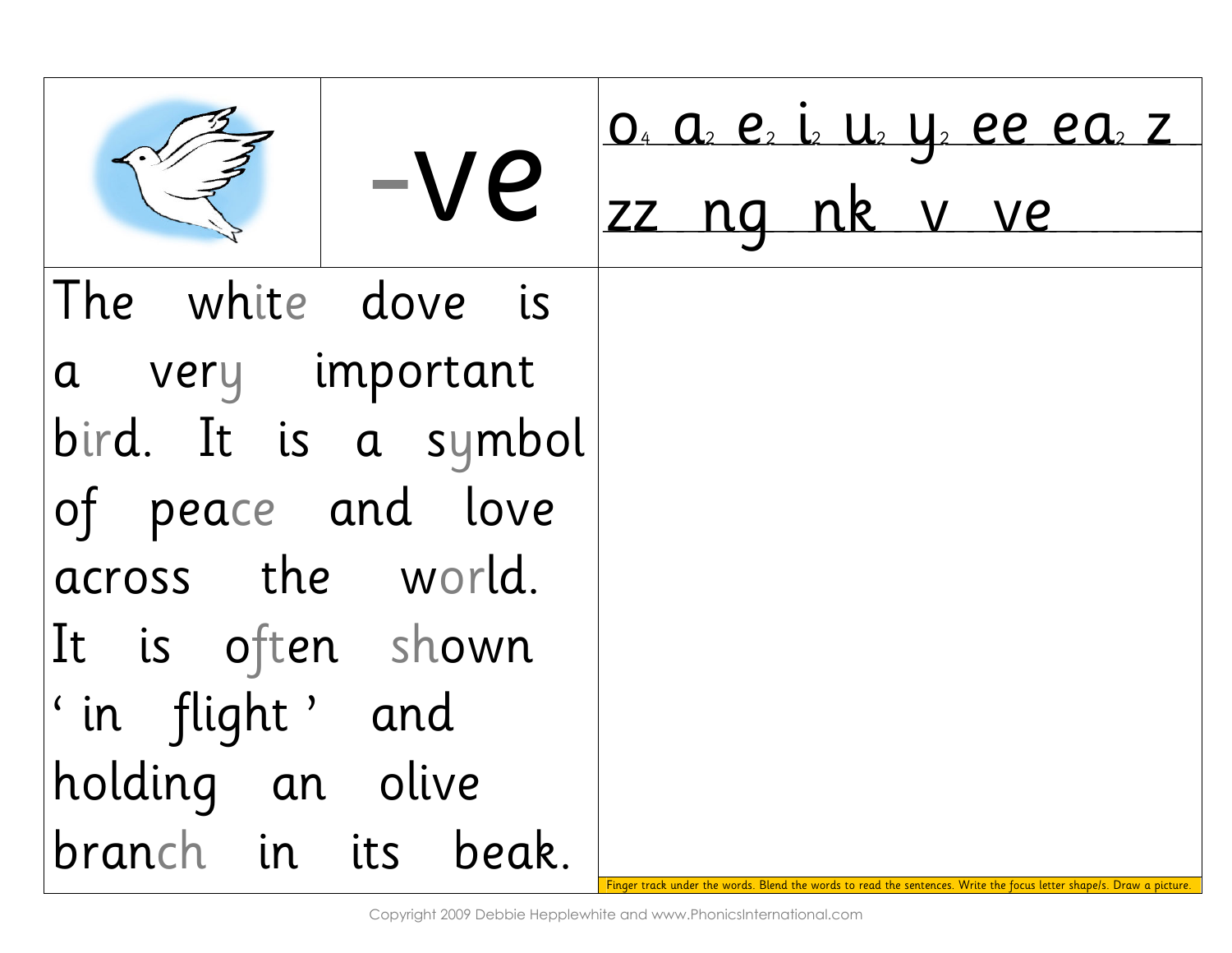# -ve

o₄ a₂ e₂ i₂ u₂ y₂ ee ea₂ z zz ng nk v ve

The white dove is a very important bird. It is a symbol of peace and love across the world. It is often shown ' in flight ' and holding an olive branch in its beak.

Finger track under the words. Blend the words to read the sentences. Write the focus letter shape/s. Draw a picture.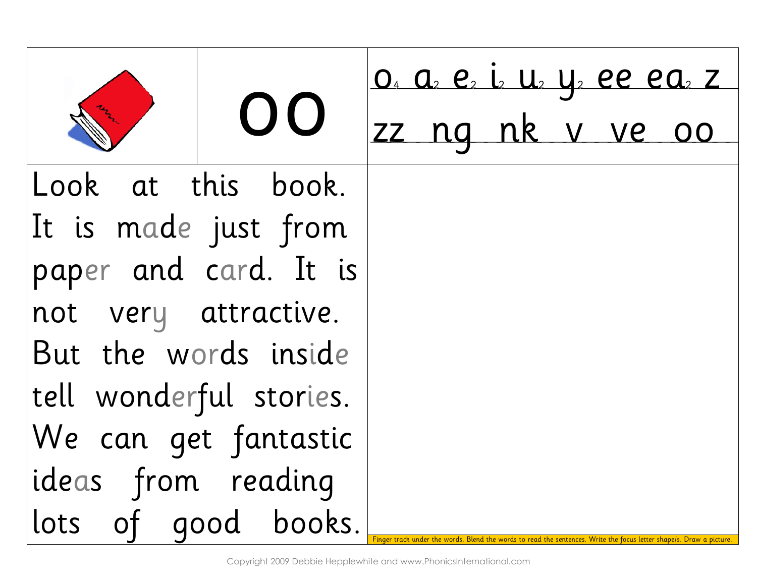| | oo | o4 a2 e2 i2 u2 y2 ee ea2 z zz ng nk v ve oo |
|---|---|---|
| Look at this book. It is made just from paper and card. It is not very attractive. But the words inside tell wonderful stories. We can get fantastic ideas from reading lots of good books. | | Finger track under the words. Blend the words to read the sentences. Write the focus letter shape/s. Draw a picture. |

Copyright 2009 Debbie Hepplewhite and www.PhonicsInternational.com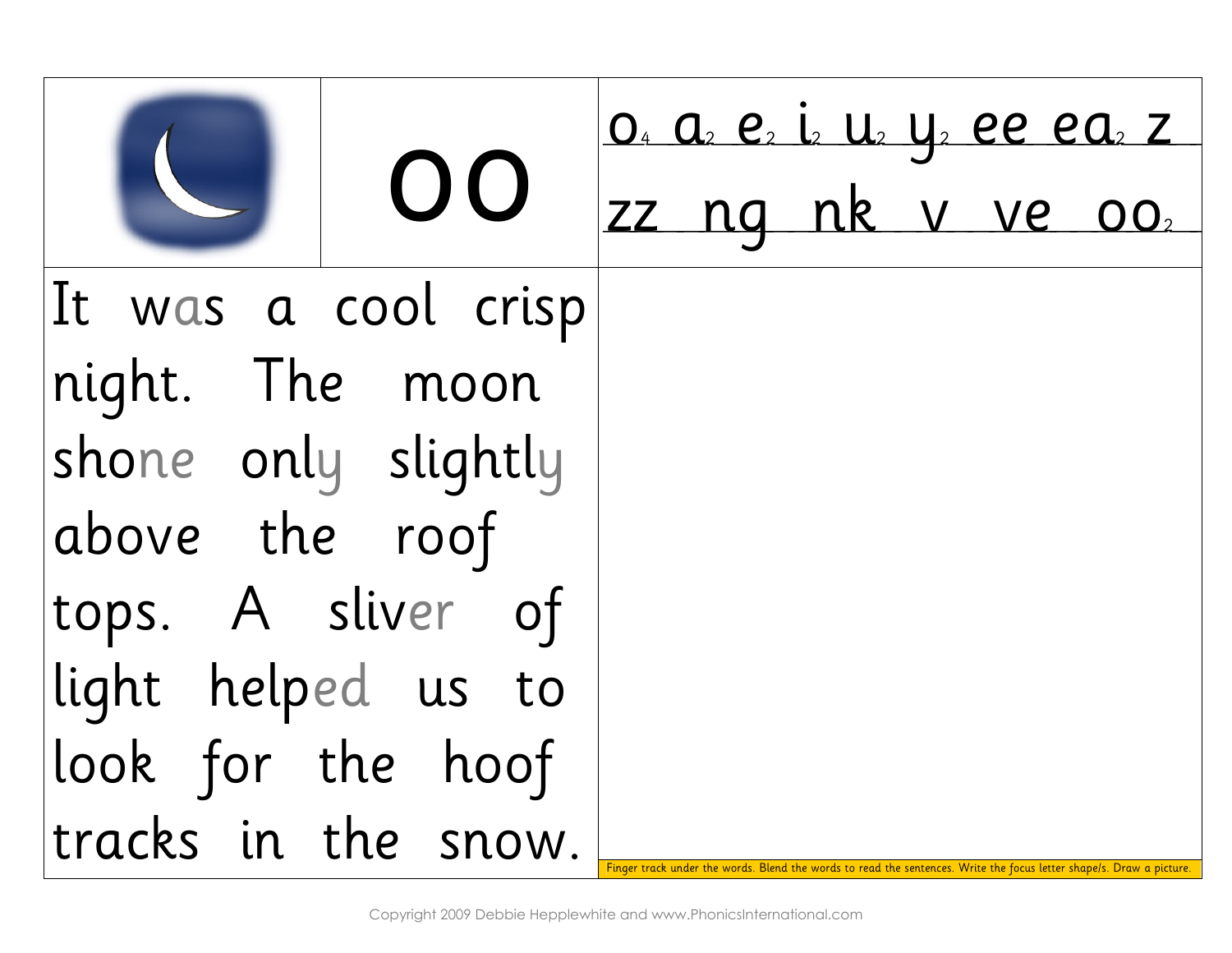# oo

o4 a2 e2 i2 u2 y2 ee ea2 z

zz ng nk v ve oo2

It was a cool crisp night. The moon shone only slightly above the roof tops. A sliver of light helped us to look for the hoof tracks in the snow.

Finger track under the words. Blend the words to read the sentences. Write the focus letter shape/s. Draw a picture.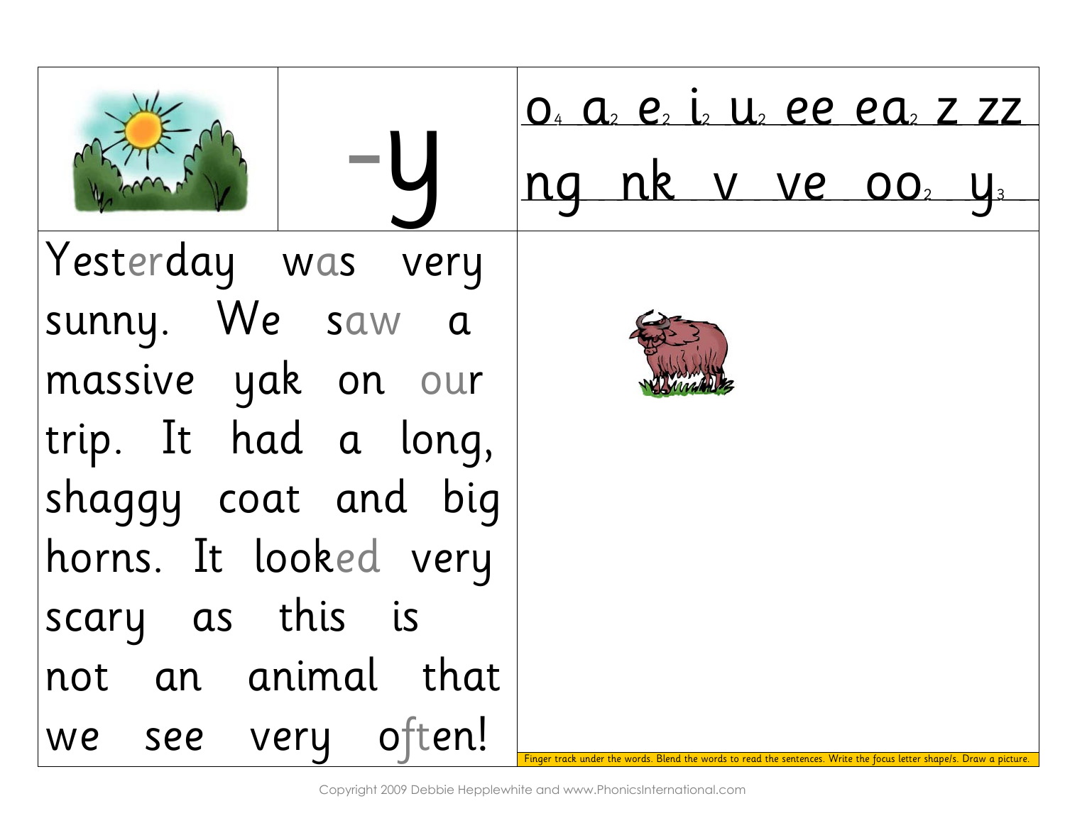| | -y | o[4] a[2] e[2] i[2] u[2] ee ea[2] z zz ng nk v ve oo[2] y[3] |
|---|---|---|

Yesterday was very sunny. We saw a massive yak on our trip. It had a long, shaggy coat and big horns. It looked very scary as this is not an animal that we see very often!

Finger track under the words. Blend the words to read the sentences. Write the focus letter shape/s. Draw a picture.

Copyright 2009 Debbie Hepplewhite and www.PhonicsInternational.com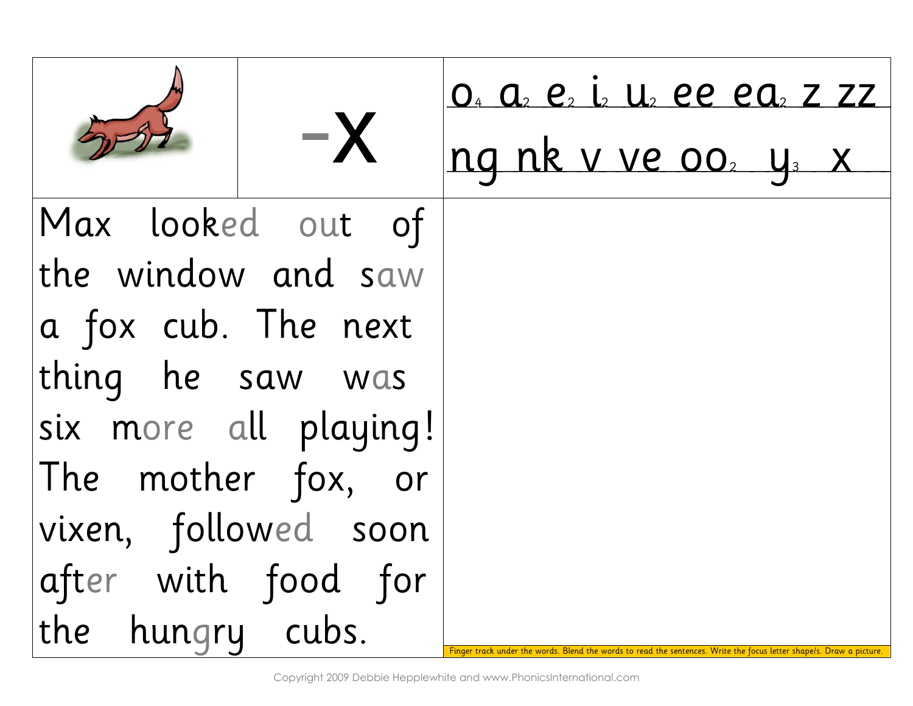# -x

o4 a2 e2 i2 u2 ee ea2 z zz

ng nk v ve oo2 y3 x

Max looked out of the window and saw a fox cub. The next thing he saw was six more all playing! The mother fox, or vixen, followed soon after with food for the hungry cubs.

Finger track under the words. Blend the words to read the sentences. Write the focus letter shape/s. Draw a picture.

Copyright 2009 Debbie Hepplewhite and www.PhonicsInternational.com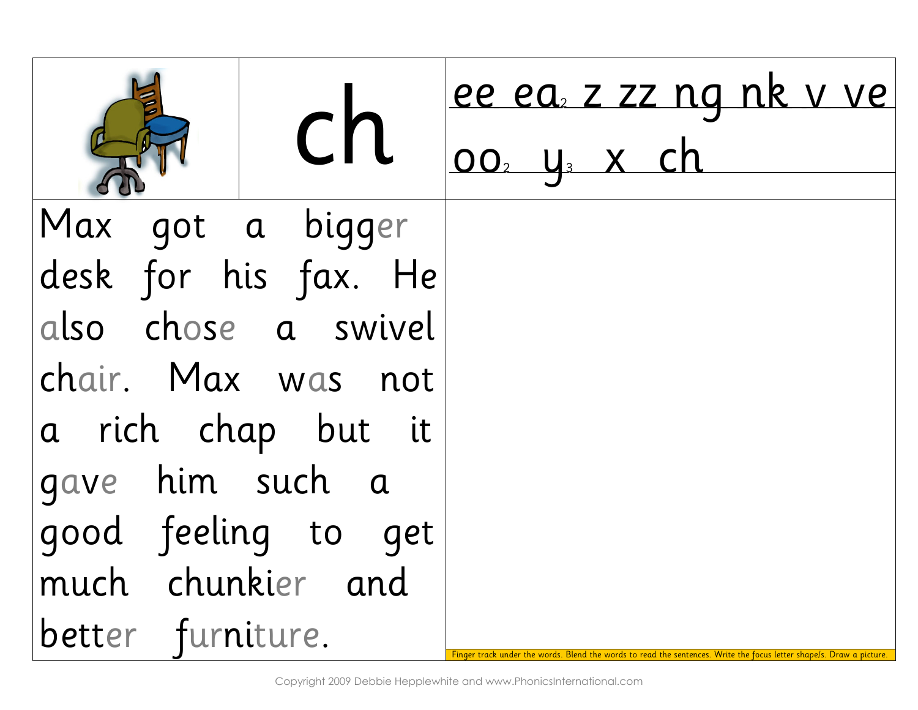# ch

ee ea2 z zz ng nk v ve

oo2 y3 x ch

Max got a bigger desk for his fax. He also chose a swivel chair. Max was not a rich chap but it gave him such a good feeling to get much chunkier and better furniture.

Finger track under the words. Blend the words to read the sentences. Write the focus letter shape/s. Draw a picture.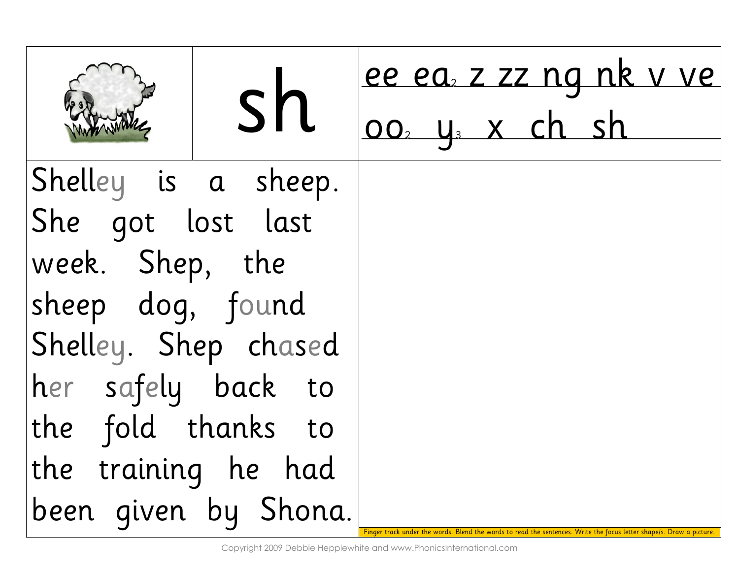# sh

ee ea[2] z zz ng nk v ve

oo[2] y[3] x ch sh

Shelley is a sheep. She got lost last week. Shep, the sheep dog, found Shelley. Shep chased her safely back to the fold thanks to the training he had been given by Shona.

Finger track under the words. Blend the words to read the sentences. Write the focus letter shape/s. Draw a picture.

Copyright 2009 Debbie Hepplewhite and www.PhonicsInternational.com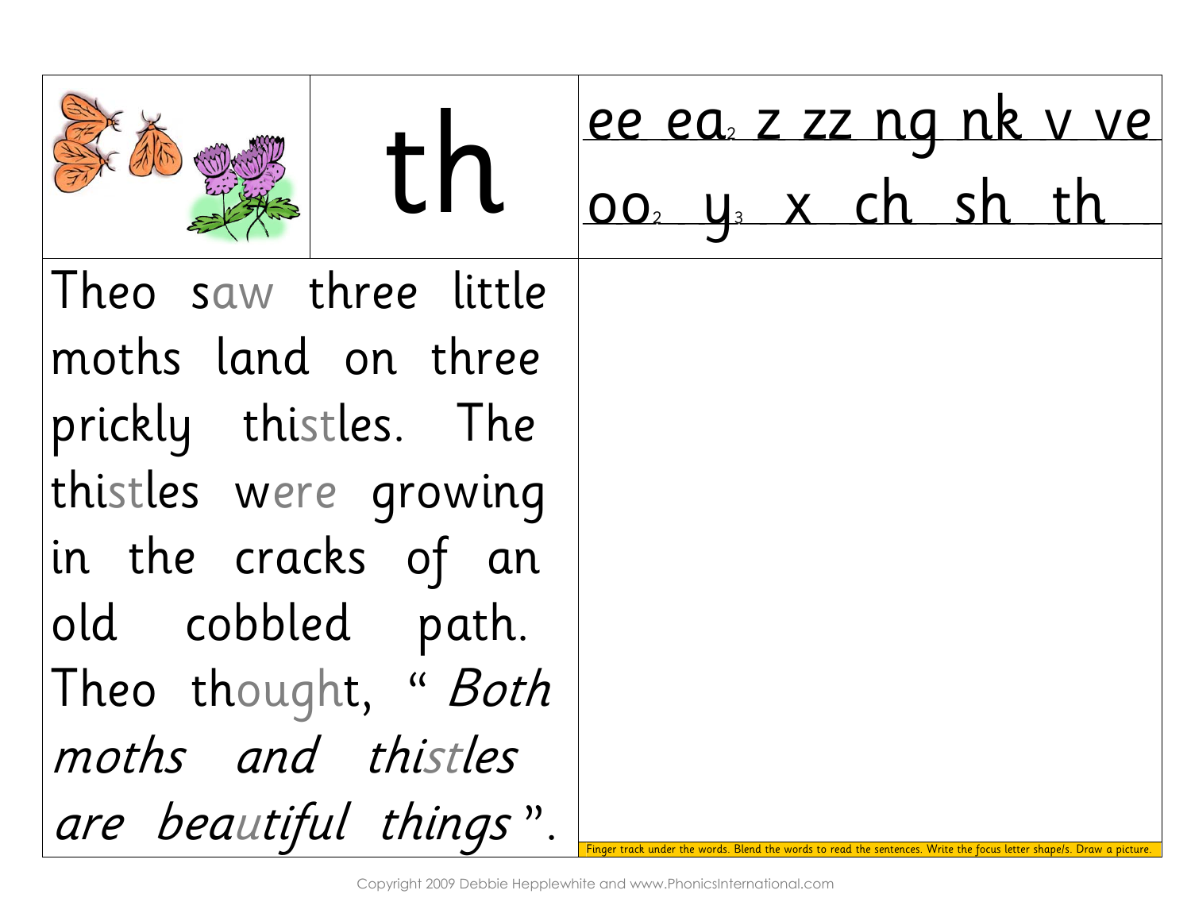# th

ee ea[2] z zz ng nk v ve

oo[2] y[3] x ch sh th

Theo saw three little moths land on three prickly thistles. The thistles were growing in the cracks of an old cobbled path. Theo thought, " *Both moths and thistles are beautiful things* ".

Finger track under the words. Blend the words to read the sentences. Write the focus letter shape/s. Draw a picture.

Copyright 2009 Debbie Hepplewhite and www.PhonicsInternational.com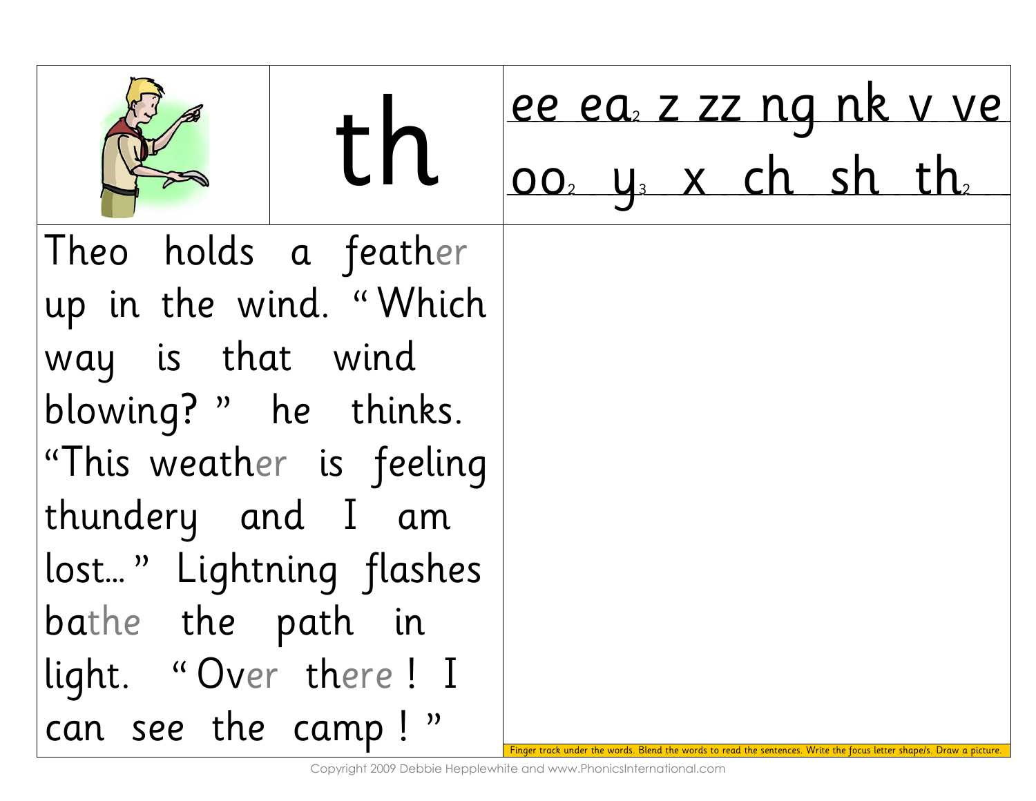# th

ee ea$_2$ z zz ng nk v ve

oo$_2$ y$_3$ x ch sh th$_2$

Theo holds a feather up in the wind. "Which way is that wind blowing?" he thinks. "This weather is feeling thundery and I am lost..." Lightning flashes bathe the path in light. "Over there! I can see the camp!"

Finger track under the words. Blend the words to read the sentences. Write the focus letter shape/s. Draw a picture.

Copyright 2009 Debbie Hepplewhite and www.PhonicsInternational.com